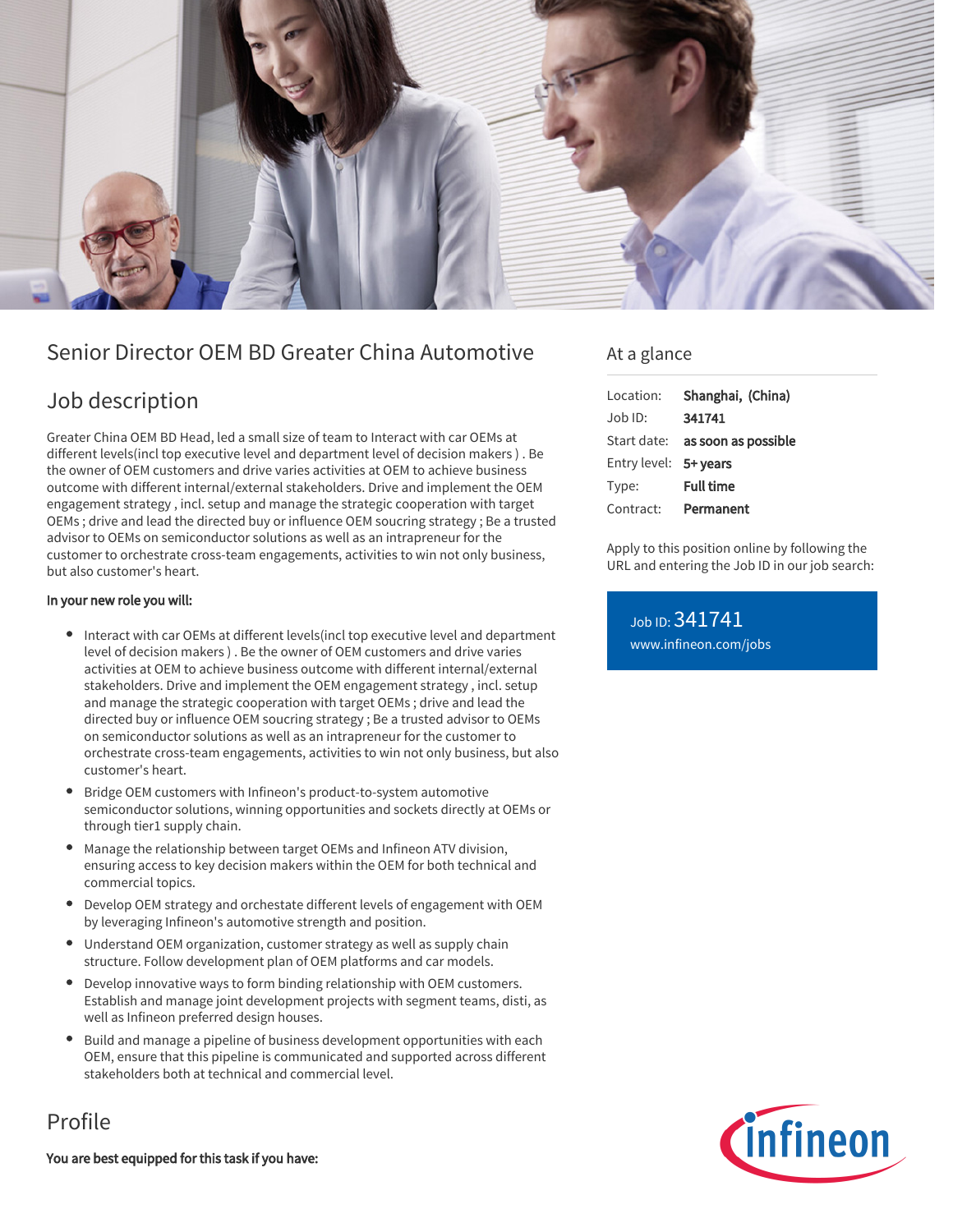# Senior Director OEM BD Greater China Automotive

## Job description

Greater China OEM BD Head, led a small size of team to Interact with car OEMs at different levels(incl top executive level and department level of decision makers ) . Be the owner of OEM customers and drive varies activities at OEM to achieve business outcome with different internal/external stakeholders. Drive and implement the OEM engagement strategy , incl. setup and manage the strategic cooperation with target OEMs ; drive and lead the directed buy or influence OEM soucring strategy ; Be a trusted advisor to OEMs on semiconductor solutions as well as an intrapreneur for the customer to orchestrate cross-team engagements, activities to win not only business, but also customer's heart.

**In your new role you will:**

- Interact with car OEMs at different levels(incl top executive level and department level of decision makers ) . Be the owner of OEM customers and drive varies activities at OEM to achieve business outcome with different internal/external stakeholders. Drive and implement the OEM engagement strategy , incl. setup and manage the strategic cooperation with target OEMs ; drive and lead the directed buy or influence OEM soucring strategy ; Be a trusted advisor to OEMs on semiconductor solutions as well as an intrapreneur for the customer to orchestrate cross-team engagements, activities to win not only business, but also customer's heart.
- Bridge OEM customers with Infineon's product-to-system automotive semiconductor solutions, winning opportunities and sockets directly at OEMs or through tier1 supply chain.
- Manage the relationship between target OEMs and Infineon ATV division, ensuring access to key decision makers within the OEM for both technical and commercial topics.
- Develop OEM strategy and orchestate different levels of engagement with OEM by leveraging Infineon's automotive strength and position.
- Understand OEM organization, customer strategy as well as supply chain structure. Follow development plan of OEM platforms and car models.
- Develop innovative ways to form binding relationship with OEM customers. Establish and manage joint development projects with segment teams, disti, as well as Infineon preferred design houses.
- Build and manage a pipeline of business development opportunities with each OEM, ensure that this pipeline is communicated and supported across different stakeholders both at technical and commercial level.

## Profile

**You are best equipped for this task if you have:**

## At a glance

| | |
|---|---|
| Location: | **Shanghai, (China)** |
| Job ID: | **341741** |
| Start date: | **as soon as possible** |
| Entry level: | **5+ years** |
| Type: | **Full time** |
| Contract: | **Permanent** |

Apply to this position online by following the URL and entering the Job ID in our job search:

Job ID: 341741
www.infineon.com/jobs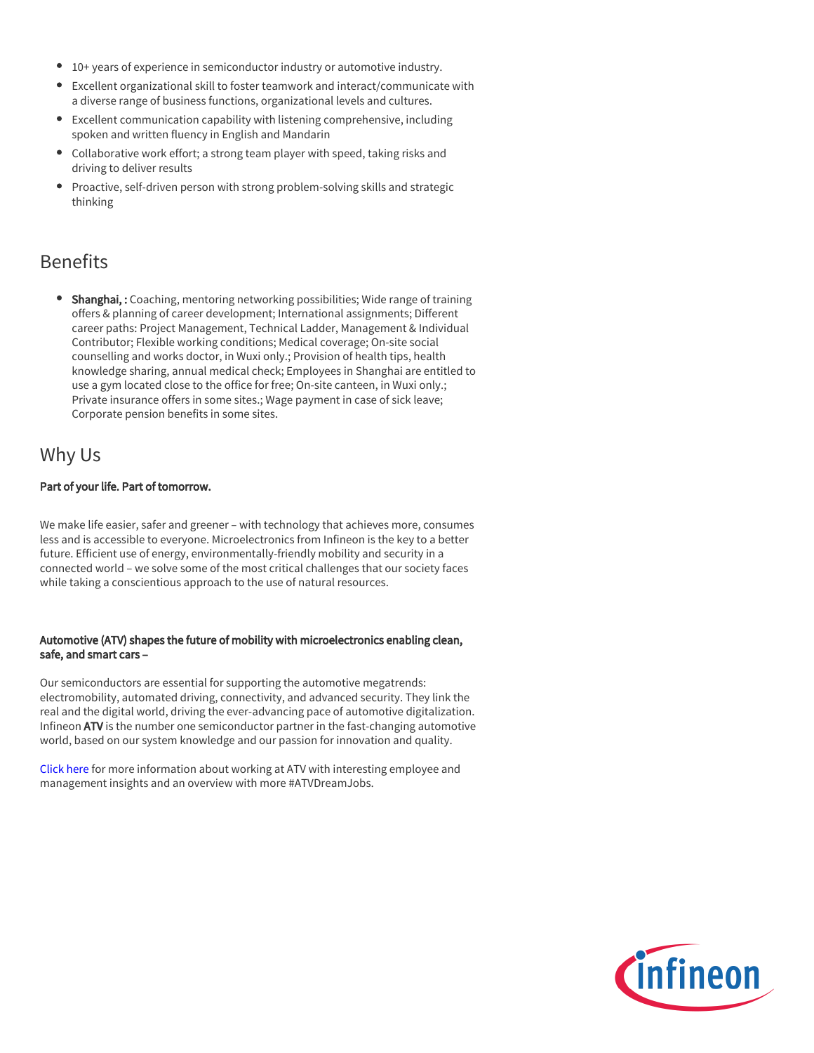- 10+ years of experience in semiconductor industry or automotive industry.
- Excellent organizational skill to foster teamwork and interact/communicate with a diverse range of business functions, organizational levels and cultures.
- Excellent communication capability with listening comprehensive, including spoken and written fluency in English and Mandarin
- Collaborative work effort; a strong team player with speed, taking risks and driving to deliver results
- Proactive, self-driven person with strong problem-solving skills and strategic thinking

## Benefits

- **Shanghai, :** Coaching, mentoring networking possibilities; Wide range of training offers & planning of career development; International assignments; Different career paths: Project Management, Technical Ladder, Management & Individual Contributor; Flexible working conditions; Medical coverage; On-site social counselling and works doctor, in Wuxi only.; Provision of health tips, health knowledge sharing, annual medical check; Employees in Shanghai are entitled to use a gym located close to the office for free; On-site canteen, in Wuxi only.; Private insurance offers in some sites.; Wage payment in case of sick leave; Corporate pension benefits in some sites.

## Why Us

**Part of your life. Part of tomorrow.**

We make life easier, safer and greener – with technology that achieves more, consumes less and is accessible to everyone. Microelectronics from Infineon is the key to a better future. Efficient use of energy, environmentally-friendly mobility and security in a connected world – we solve some of the most critical challenges that our society faces while taking a conscientious approach to the use of natural resources.

**Automotive (ATV) shapes the future of mobility with microelectronics enabling clean, safe, and smart cars –**

Our semiconductors are essential for supporting the automotive megatrends: electromobility, automated driving, connectivity, and advanced security. They link the real and the digital world, driving the ever-advancing pace of automotive digitalization. Infineon **ATV** is the number one semiconductor partner in the fast-changing automotive world, based on our system knowledge and our passion for innovation and quality.

Click here for more information about working at ATV with interesting employee and management insights and an overview with more #ATVDreamJobs.